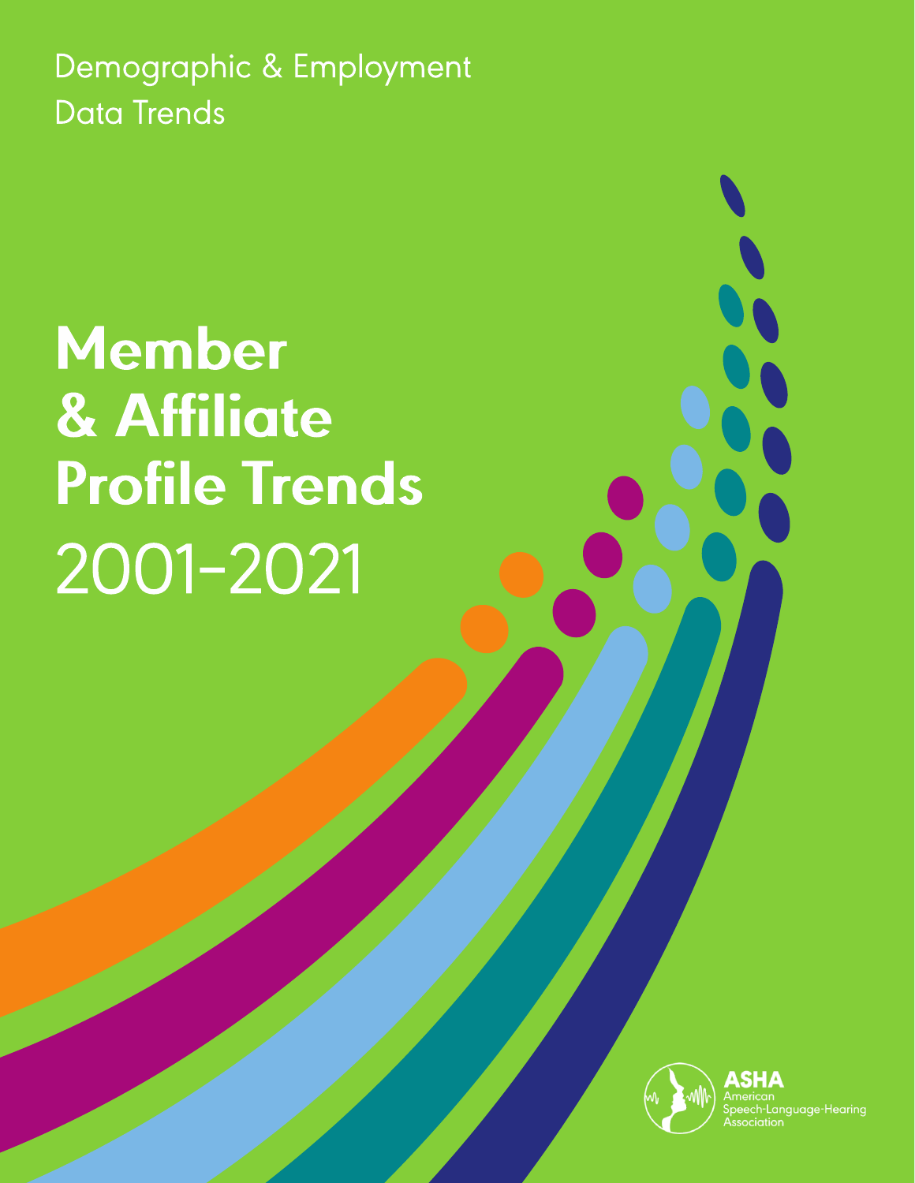Demographic & Employment Data Trends

# Member & Affiliate Profile Trends

## 2001–2021

ASHA
American
Speech-Language-Hearing
Association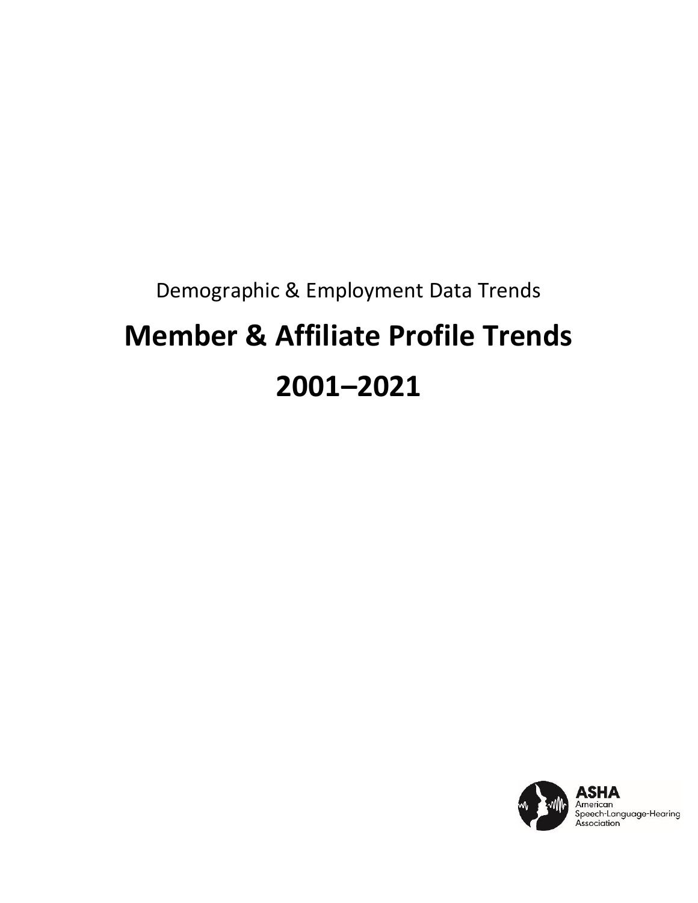Demographic & Employment Data Trends

# Member & Affiliate Profile Trends

# 2001–2021

ASHA
American
Speech-Language-Hearing
Association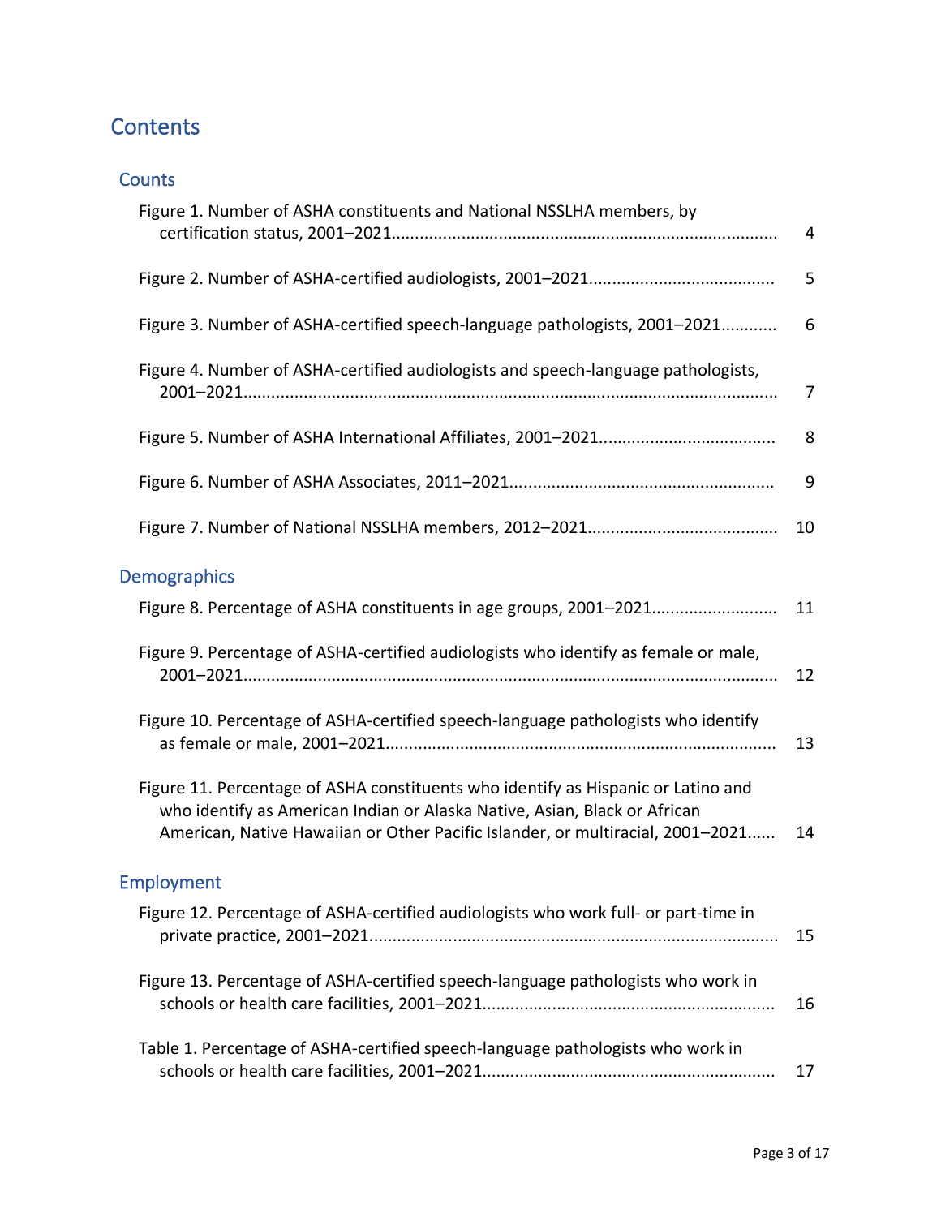# Contents

## Counts

Figure 1. Number of ASHA constituents and National NSSLHA members, by certification status, 2001–2021 ........ 4

Figure 2. Number of ASHA-certified audiologists, 2001–2021 ........ 5

Figure 3. Number of ASHA-certified speech-language pathologists, 2001–2021 ........ 6

Figure 4. Number of ASHA-certified audiologists and speech-language pathologists, 2001–2021 ........ 7

Figure 5. Number of ASHA International Affiliates, 2001–2021 ........ 8

Figure 6. Number of ASHA Associates, 2011–2021 ........ 9

Figure 7. Number of National NSSLHA members, 2012–2021 ........ 10

## Demographics

Figure 8. Percentage of ASHA constituents in age groups, 2001–2021 ........ 11

Figure 9. Percentage of ASHA-certified audiologists who identify as female or male, 2001–2021 ........ 12

Figure 10. Percentage of ASHA-certified speech-language pathologists who identify as female or male, 2001–2021 ........ 13

Figure 11. Percentage of ASHA constituents who identify as Hispanic or Latino and who identify as American Indian or Alaska Native, Asian, Black or African American, Native Hawaiian or Other Pacific Islander, or multiracial, 2001–2021 ........ 14

## Employment

Figure 12. Percentage of ASHA-certified audiologists who work full- or part-time in private practice, 2001–2021 ........ 15

Figure 13. Percentage of ASHA-certified speech-language pathologists who work in schools or health care facilities, 2001–2021 ........ 16

Table 1. Percentage of ASHA-certified speech-language pathologists who work in schools or health care facilities, 2001–2021 ........ 17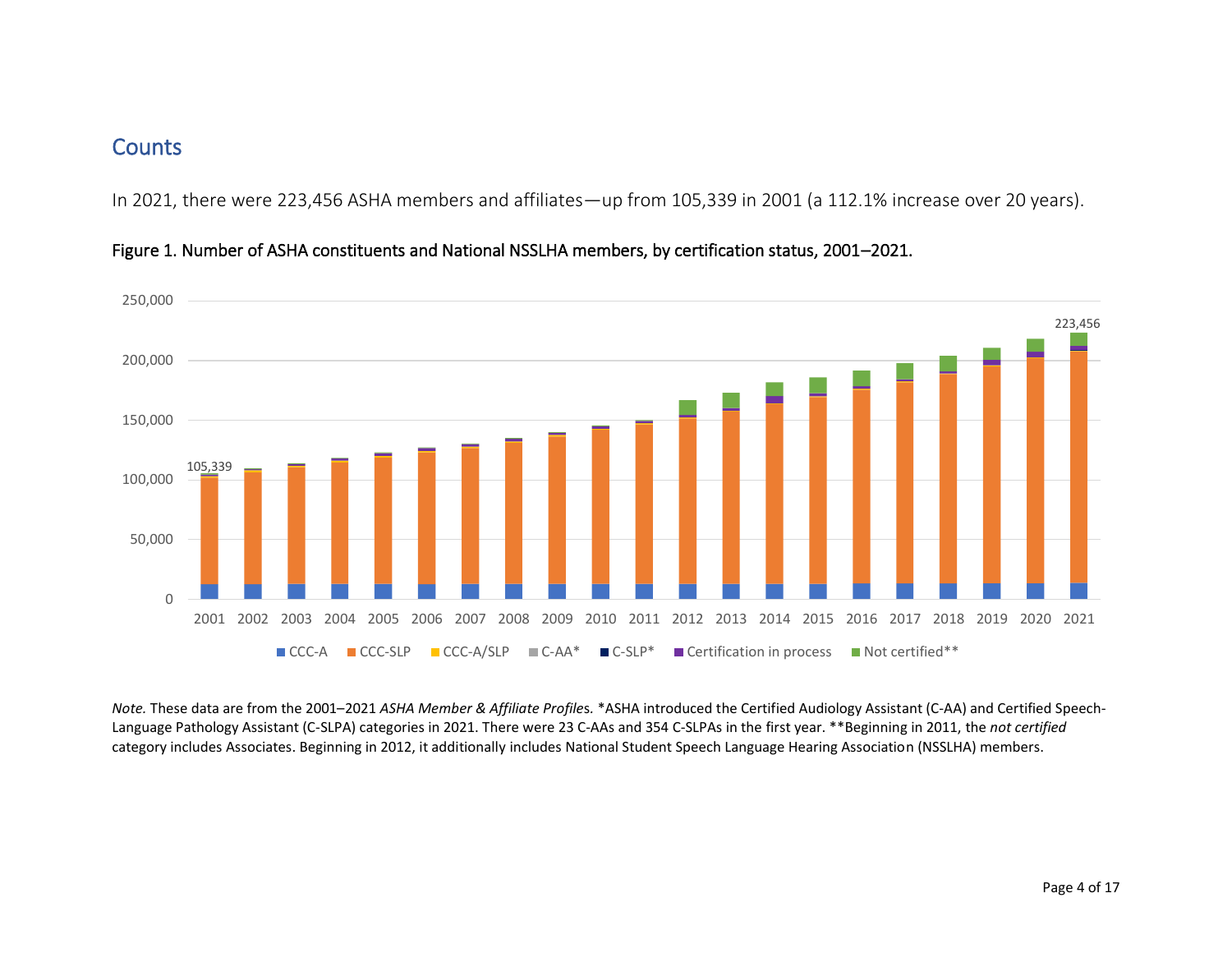## Counts

In 2021, there were 223,456 ASHA members and affiliates—up from 105,339 in 2001 (a 112.1% increase over 20 years).

**Figure 1. Number of ASHA constituents and National NSSLHA members, by certification status, 2001–2021.**

*Note.* These data are from the 2001–2021 *ASHA Member & Affiliate Profiles.* *ASHA introduced the Certified Audiology Assistant (C-AA) and Certified Speech-Language Pathology Assistant (C-SLPA) categories in 2021. There were 23 C-AAs and 354 C-SLPAs in the first year. **Beginning in 2011, the *not certified* category includes Associates. Beginning in 2012, it additionally includes National Student Speech Language Hearing Association (NSSLHA) members.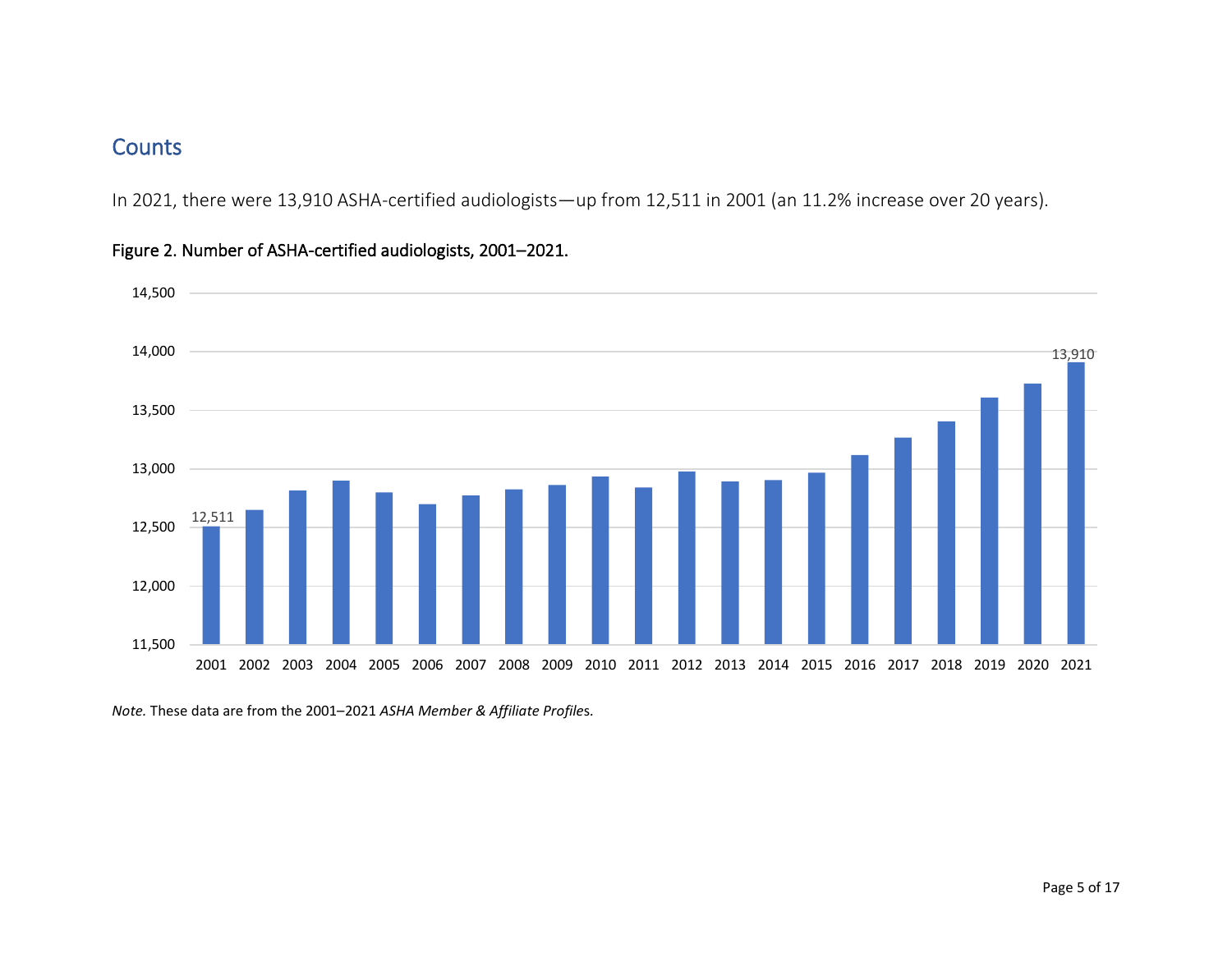## Counts

In 2021, there were 13,910 ASHA-certified audiologists—up from 12,511 in 2001 (an 11.2% increase over 20 years).

Figure 2. Number of ASHA-certified audiologists, 2001–2021.

*Note.* These data are from the 2001–2021 *ASHA Member & Affiliate Profiles*.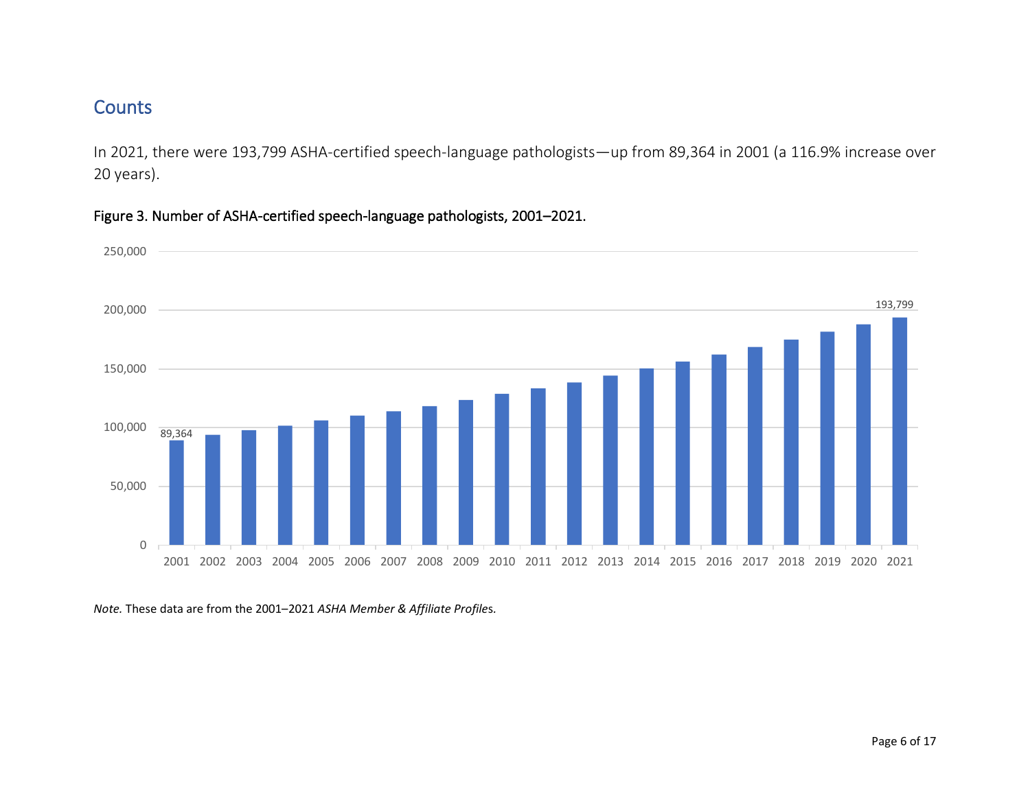## Counts

In 2021, there were 193,799 ASHA-certified speech-language pathologists—up from 89,364 in 2001 (a 116.9% increase over 20 years).

**Figure 3. Number of ASHA-certified speech-language pathologists, 2001–2021.**

*Note.* These data are from the 2001–2021 *ASHA Member & Affiliate Profiles.*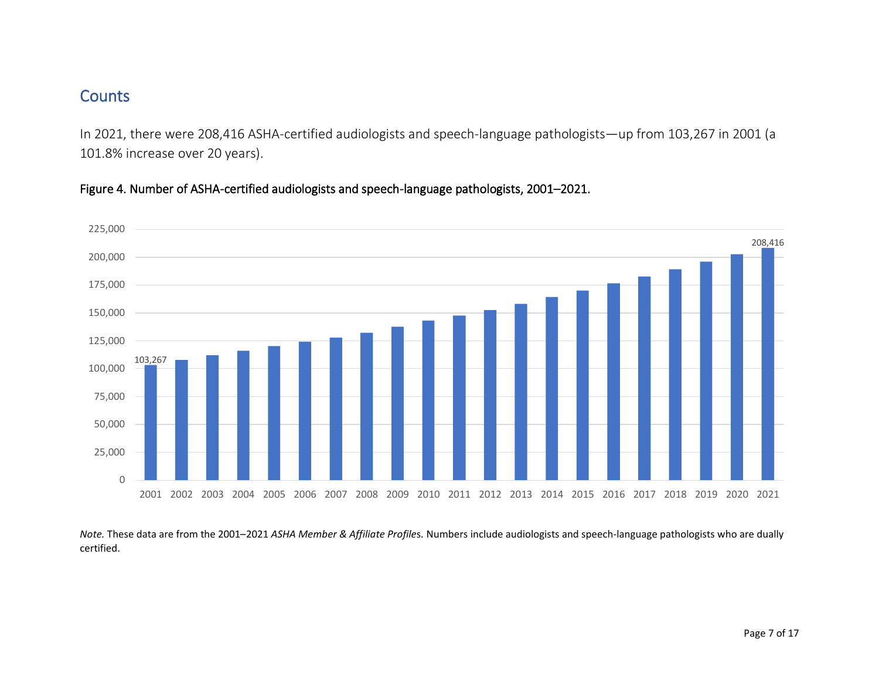## Counts

In 2021, there were 208,416 ASHA-certified audiologists and speech-language pathologists—up from 103,267 in 2001 (a 101.8% increase over 20 years).

**Figure 4. Number of ASHA-certified audiologists and speech-language pathologists, 2001–2021.**

*Note.* These data are from the 2001–2021 *ASHA Member & Affiliate Profiles.* Numbers include audiologists and speech-language pathologists who are dually certified.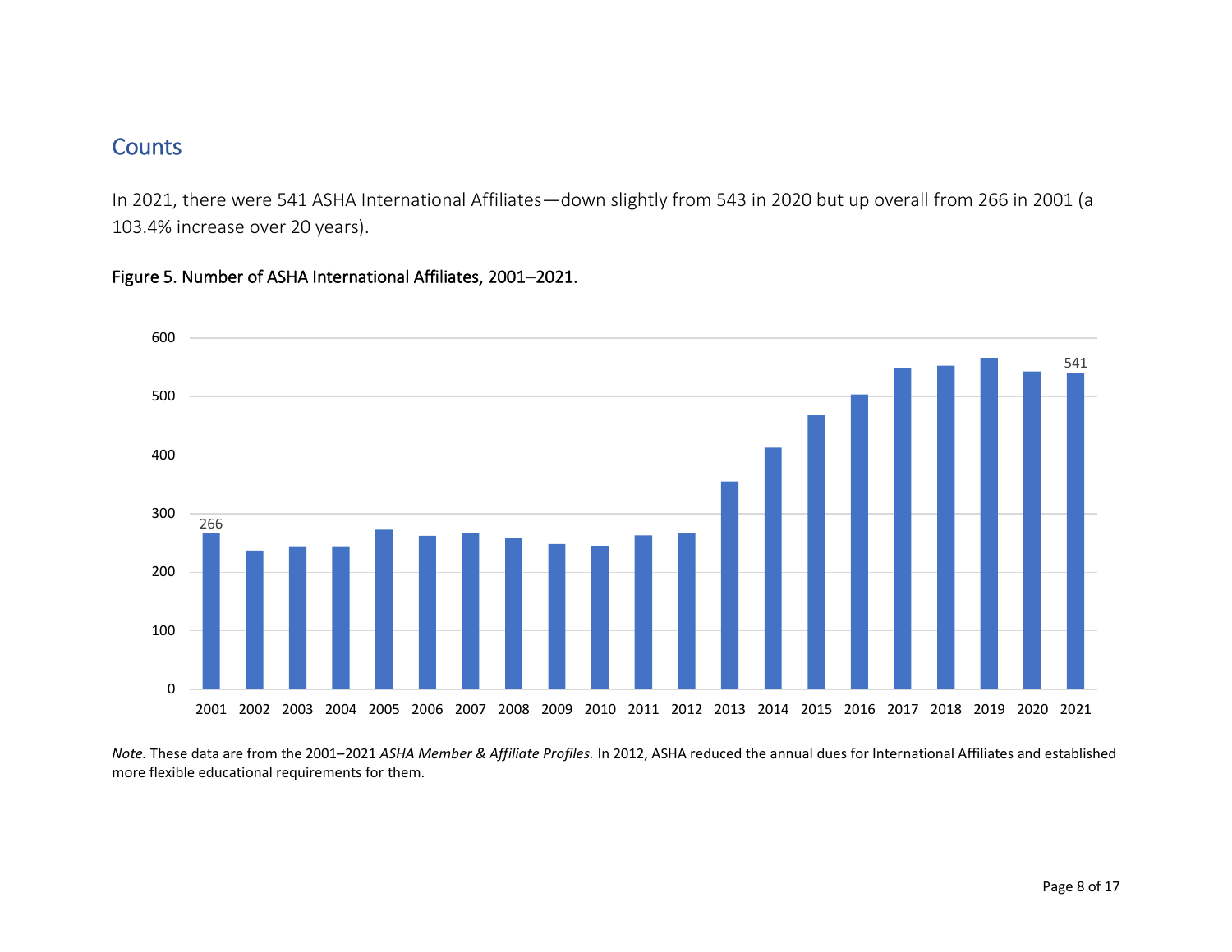## Counts

In 2021, there were 541 ASHA International Affiliates—down slightly from 543 in 2020 but up overall from 266 in 2001 (a 103.4% increase over 20 years).

**Figure 5. Number of ASHA International Affiliates, 2001–2021.**

*Note.* These data are from the 2001–2021 *ASHA Member & Affiliate Profiles.* In 2012, ASHA reduced the annual dues for International Affiliates and established more flexible educational requirements for them.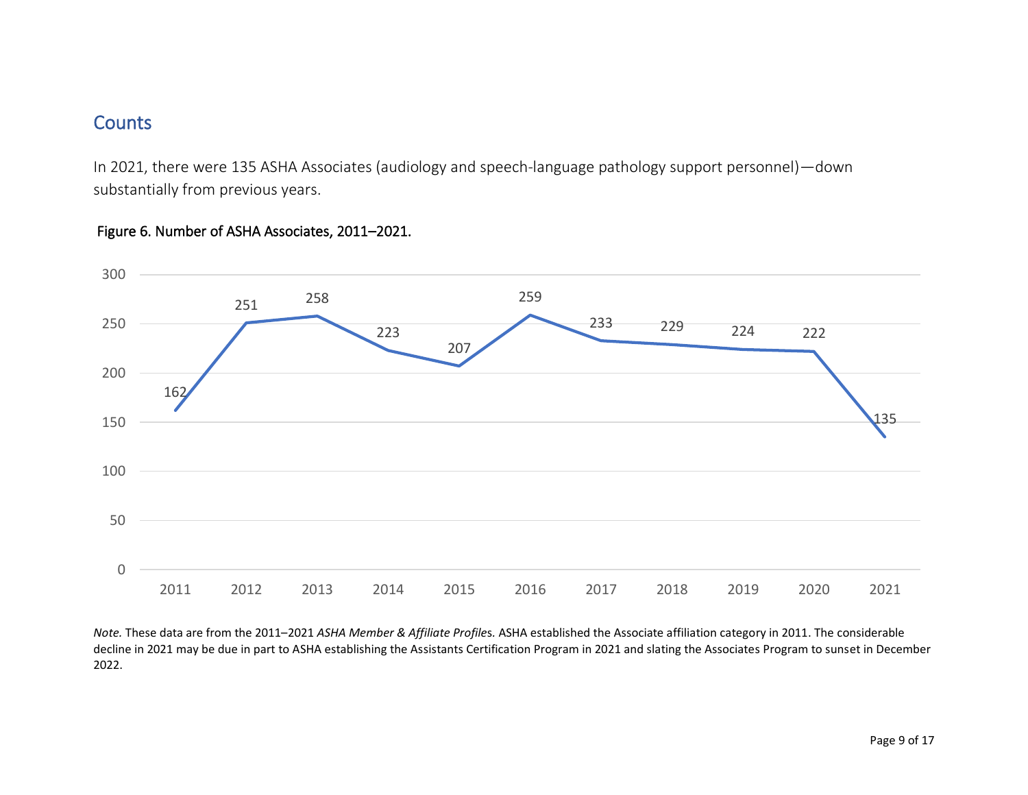## Counts

In 2021, there were 135 ASHA Associates (audiology and speech-language pathology support personnel)—down substantially from previous years.

Figure 6. Number of ASHA Associates, 2011–2021.

| Year | Number |
|---|---|
| 2011 | 162 |
| 2012 | 251 |
| 2013 | 258 |
| 2014 | 223 |
| 2015 | 207 |
| 2016 | 259 |
| 2017 | 233 |
| 2018 | 229 |
| 2019 | 224 |
| 2020 | 222 |
| 2021 | 135 |

*Note.* These data are from the 2011–2021 *ASHA Member & Affiliate Profiles.* ASHA established the Associate affiliation category in 2011. The considerable decline in 2021 may be due in part to ASHA establishing the Assistants Certification Program in 2021 and slating the Associates Program to sunset in December 2022.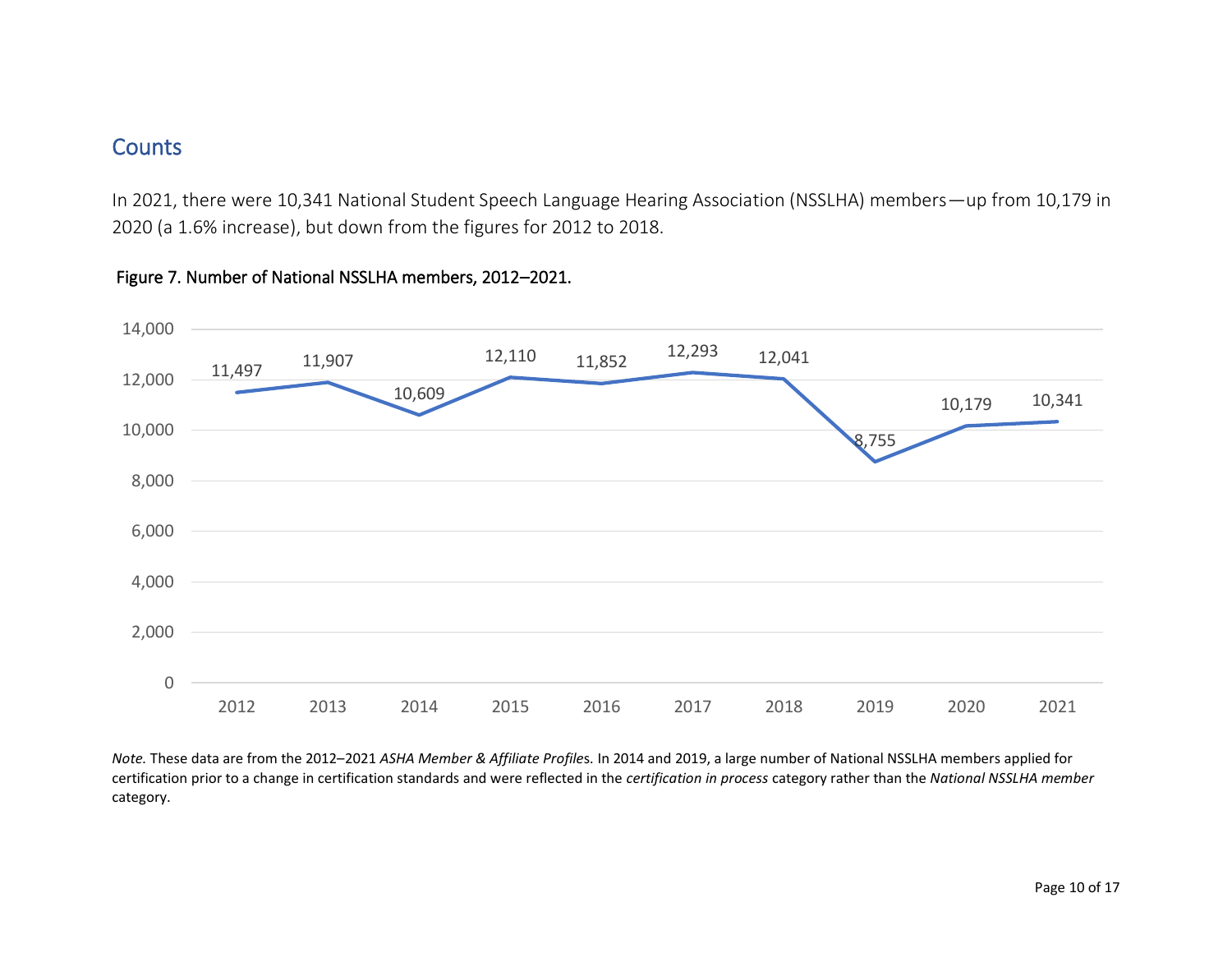## Counts

In 2021, there were 10,341 National Student Speech Language Hearing Association (NSSLHA) members—up from 10,179 in 2020 (a 1.6% increase), but down from the figures for 2012 to 2018.

**Figure 7. Number of National NSSLHA members, 2012–2021.**

| Year | Members |
| --- | --- |
| 2012 | 11,497 |
| 2013 | 11,907 |
| 2014 | 10,609 |
| 2015 | 12,110 |
| 2016 | 11,852 |
| 2017 | 12,293 |
| 2018 | 12,041 |
| 2019 | 8,755 |
| 2020 | 10,179 |
| 2021 | 10,341 |

*Note.* These data are from the 2012–2021 *ASHA Member & Affiliate Profiles.* In 2014 and 2019, a large number of National NSSLHA members applied for certification prior to a change in certification standards and were reflected in the *certification in process* category rather than the *National NSSLHA member* category.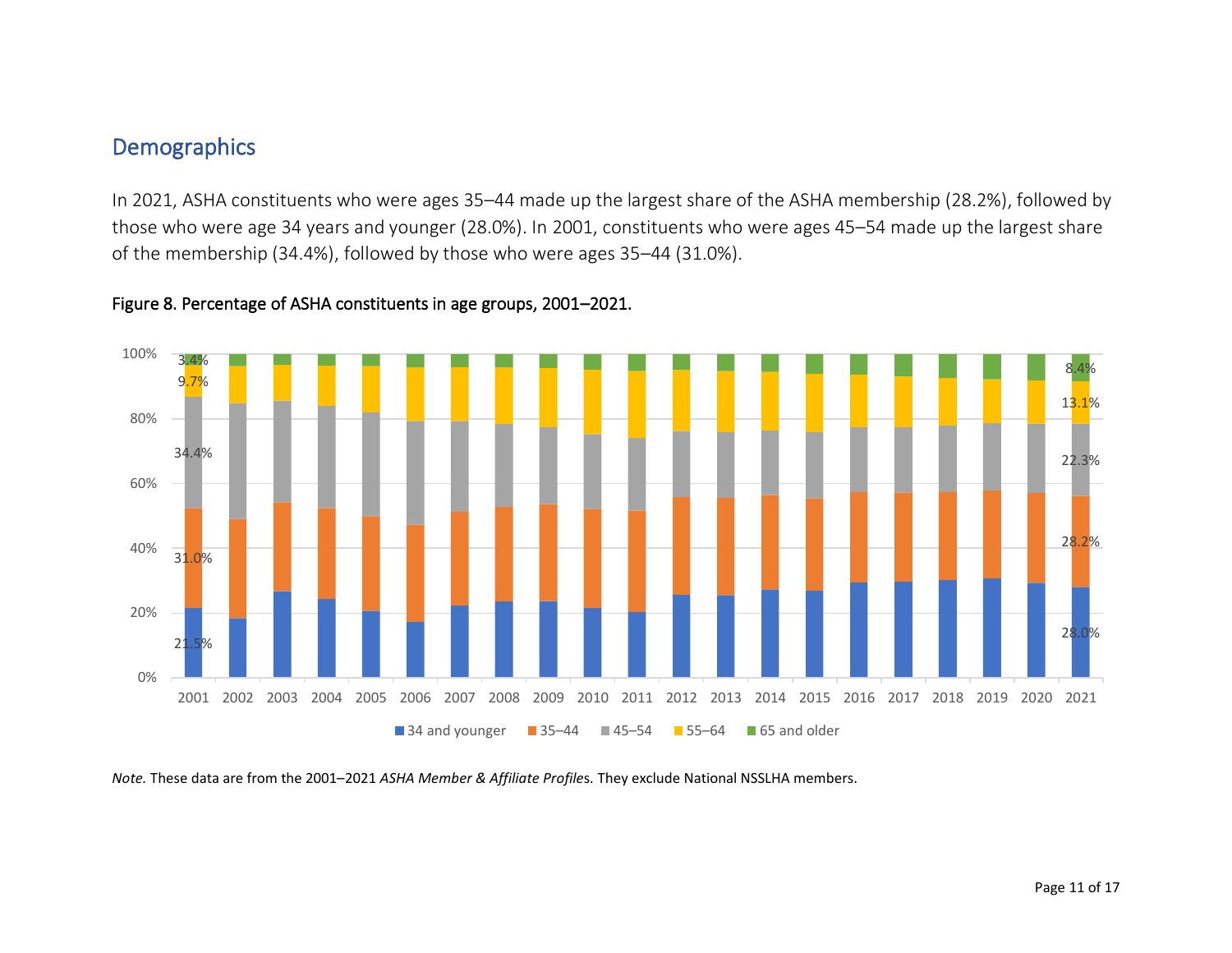## Demographics

In 2021, ASHA constituents who were ages 35–44 made up the largest share of the ASHA membership (28.2%), followed by those who were age 34 years and younger (28.0%). In 2001, constituents who were ages 45–54 made up the largest share of the membership (34.4%), followed by those who were ages 35–44 (31.0%).

Figure 8. Percentage of ASHA constituents in age groups, 2001–2021.

*Note.* These data are from the 2001–2021 *ASHA Member & Affiliate Profiles.* They exclude National NSSLHA members.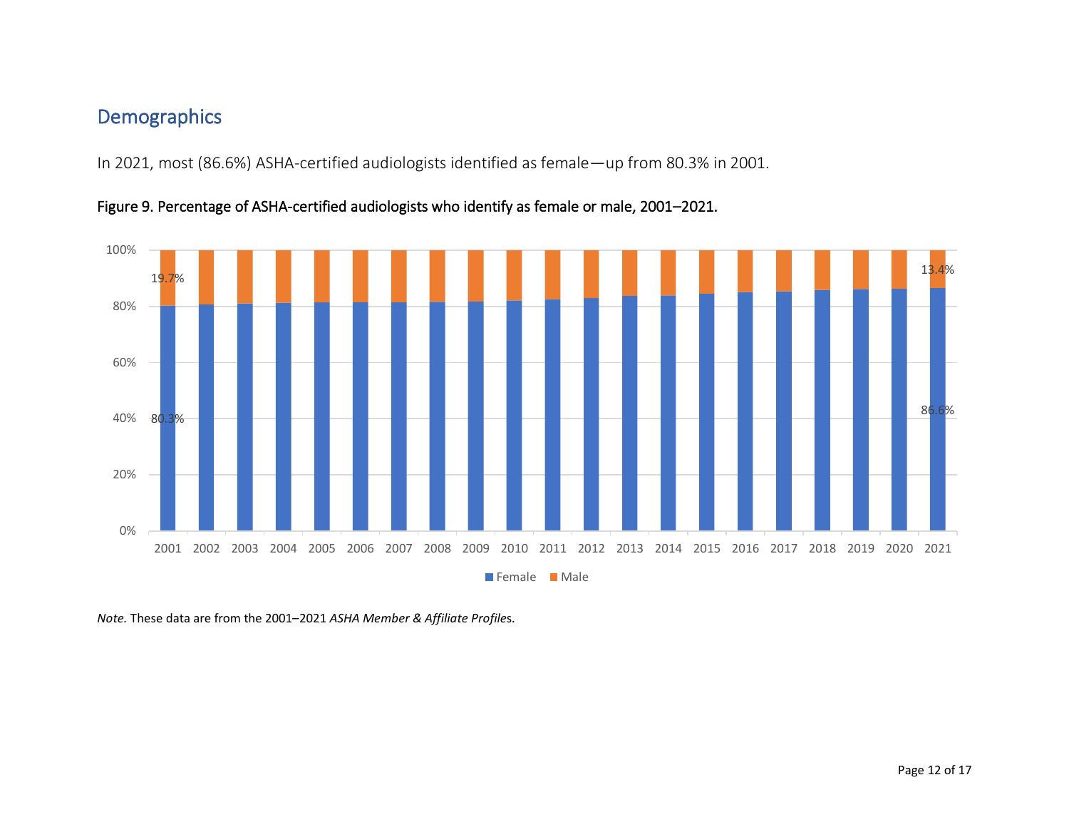## Demographics

In 2021, most (86.6%) ASHA-certified audiologists identified as female—up from 80.3% in 2001.

**Figure 9. Percentage of ASHA-certified audiologists who identify as female or male, 2001–2021.**

*Note.* These data are from the 2001–2021 *ASHA Member & Affiliate Profiles.*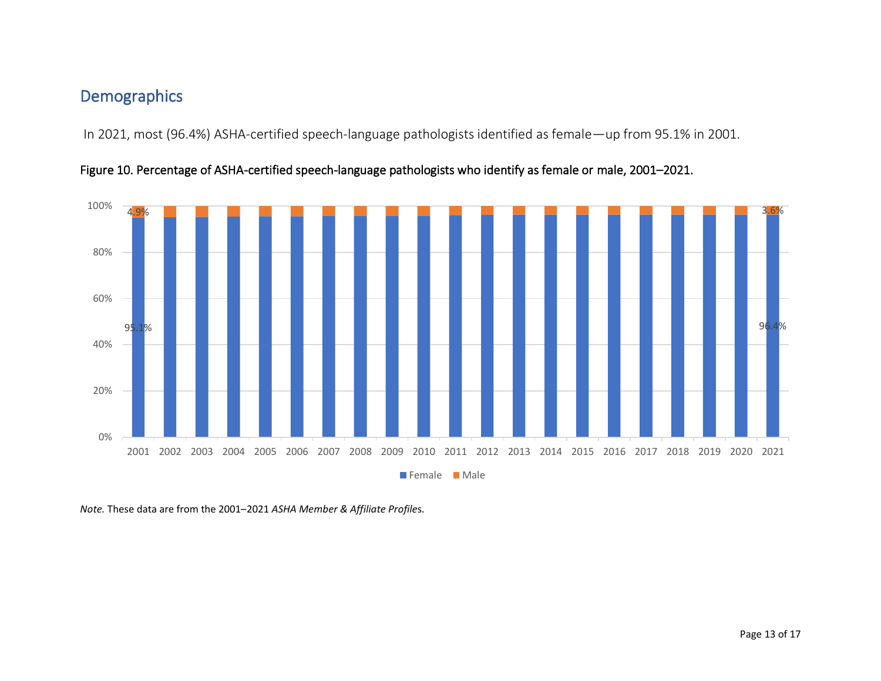## Demographics

In 2021, most (96.4%) ASHA-certified speech-language pathologists identified as female—up from 95.1% in 2001.

**Figure 10. Percentage of ASHA-certified speech-language pathologists who identify as female or male, 2001–2021.**

*Note.* These data are from the 2001–2021 *ASHA Member & Affiliate Profiles.*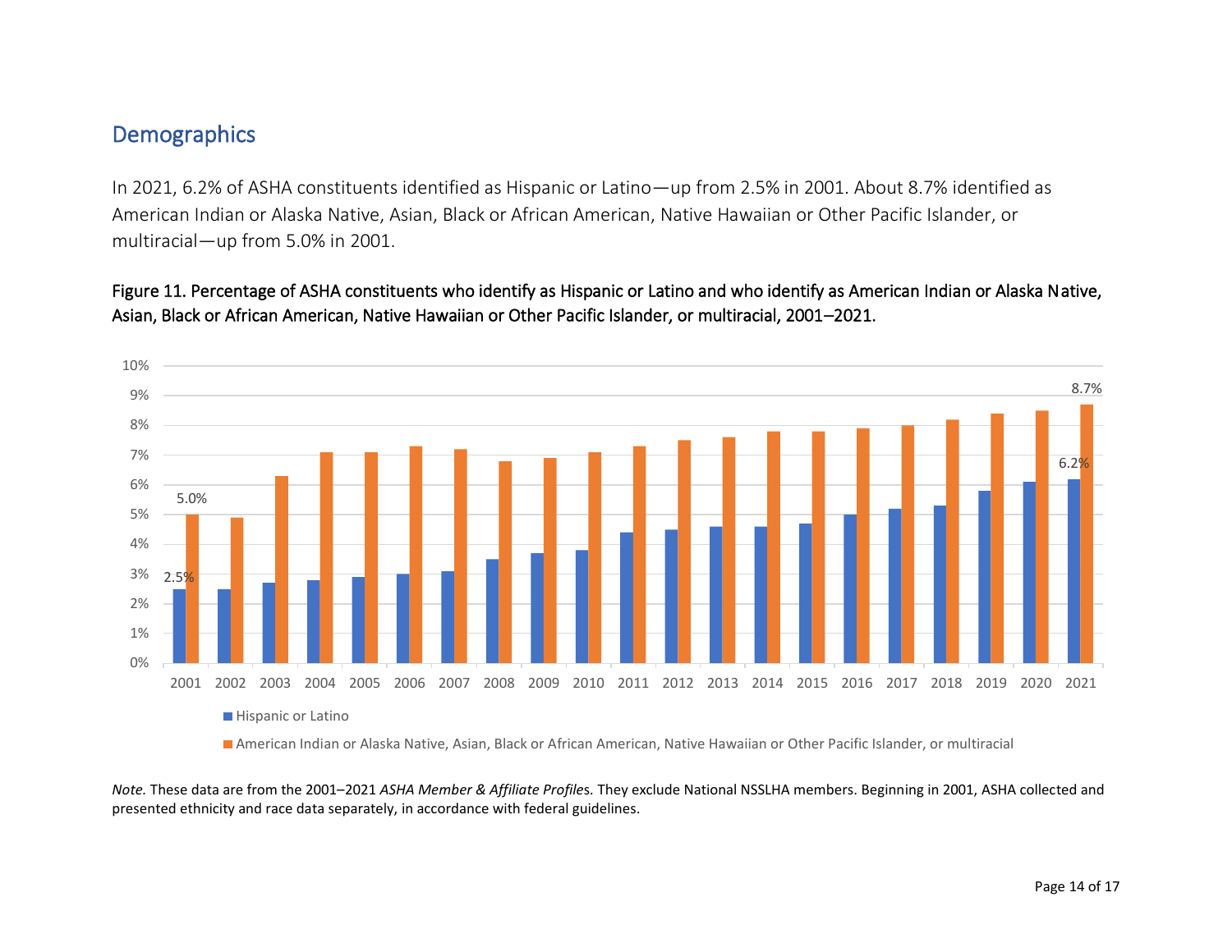## Demographics

In 2021, 6.2% of ASHA constituents identified as Hispanic or Latino—up from 2.5% in 2001. About 8.7% identified as American Indian or Alaska Native, Asian, Black or African American, Native Hawaiian or Other Pacific Islander, or multiracial—up from 5.0% in 2001.

**Figure 11. Percentage of ASHA constituents who identify as Hispanic or Latino and who identify as American Indian or Alaska Native, Asian, Black or African American, Native Hawaiian or Other Pacific Islander, or multiracial, 2001–2021.**

*Note.* These data are from the 2001–2021 *ASHA Member & Affiliate Profiles.* They exclude National NSSLHA members. Beginning in 2001, ASHA collected and presented ethnicity and race data separately, in accordance with federal guidelines.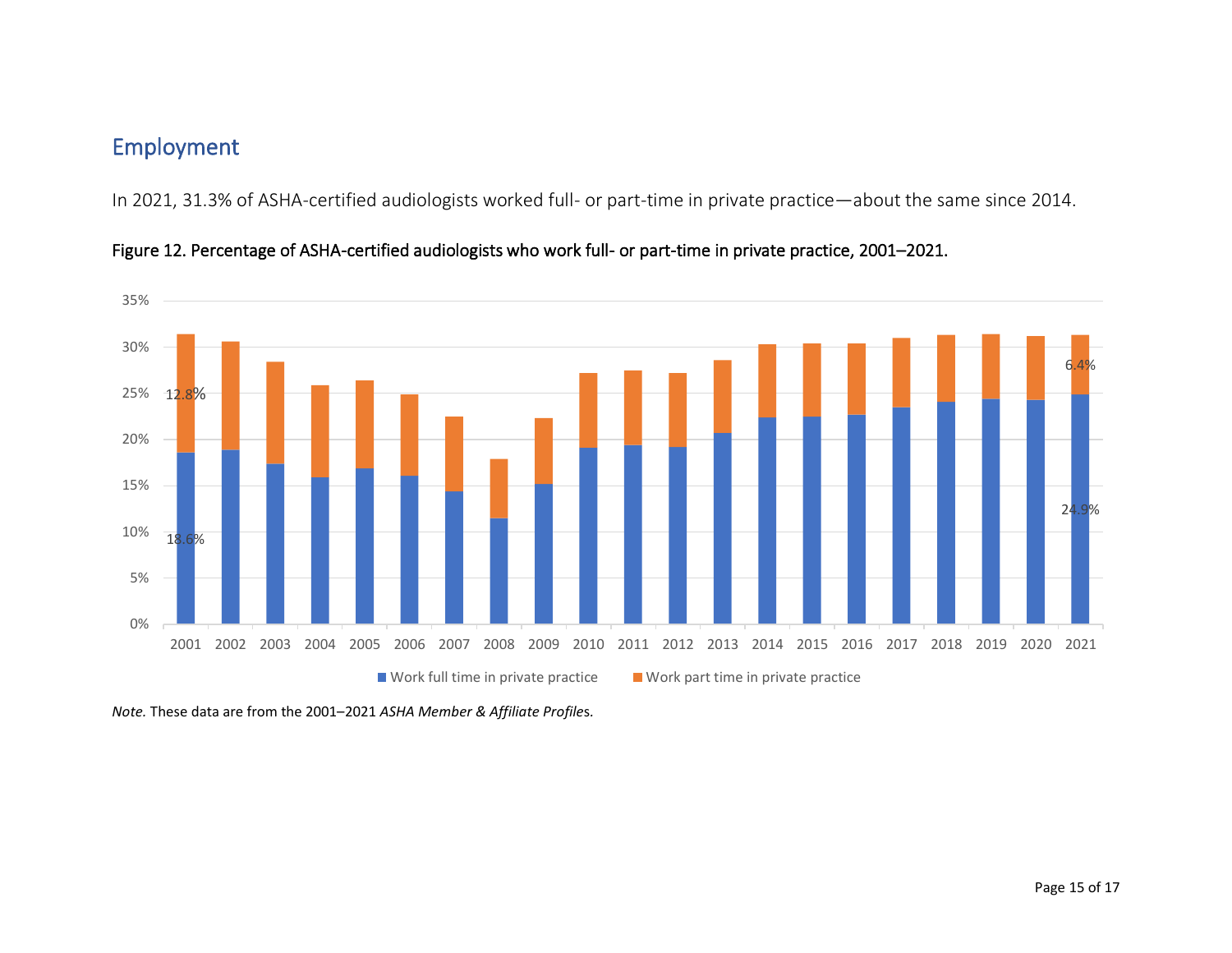## Employment

In 2021, 31.3% of ASHA-certified audiologists worked full- or part-time in private practice—about the same since 2014.

Figure 12. Percentage of ASHA-certified audiologists who work full- or part-time in private practice, 2001–2021.

*Note.* These data are from the 2001–2021 *ASHA Member & Affiliate Profiles*.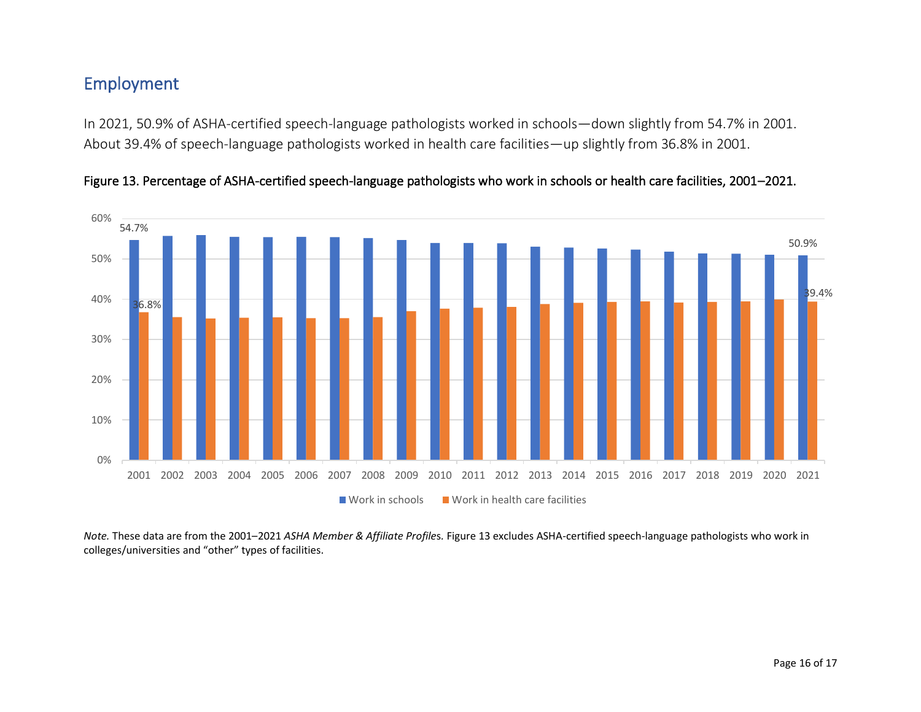## Employment

In 2021, 50.9% of ASHA-certified speech-language pathologists worked in schools—down slightly from 54.7% in 2001. About 39.4% of speech-language pathologists worked in health care facilities—up slightly from 36.8% in 2001.

**Figure 13. Percentage of ASHA-certified speech-language pathologists who work in schools or health care facilities, 2001–2021.**

*Note.* These data are from the 2001–2021 *ASHA Member & Affiliate Profiles.* Figure 13 excludes ASHA-certified speech-language pathologists who work in colleges/universities and "other" types of facilities.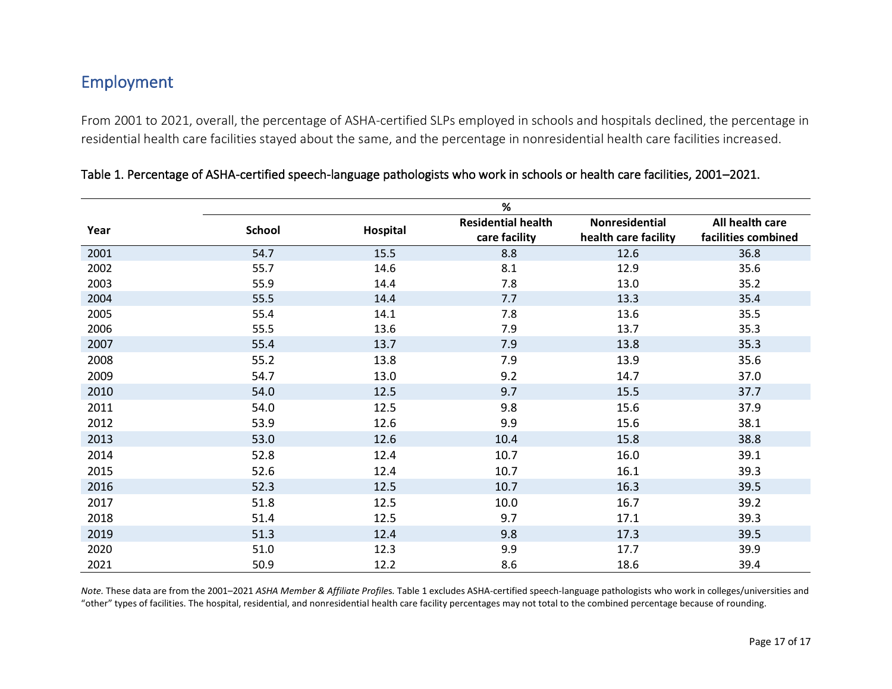## Employment

From 2001 to 2021, overall, the percentage of ASHA-certified SLPs employed in schools and hospitals declined, the percentage in residential health care facilities stayed about the same, and the percentage in nonresidential health care facilities increased.

Table 1. Percentage of ASHA-certified speech-language pathologists who work in schools or health care facilities, 2001–2021.

| | % | | | | |
|---|---|---|---|---|---|
| **Year** | **School** | **Hospital** | **Residential health care facility** | **Nonresidential health care facility** | **All health care facilities combined** |
| 2001 | 54.7 | 15.5 | 8.8 | 12.6 | 36.8 |
| 2002 | 55.7 | 14.6 | 8.1 | 12.9 | 35.6 |
| 2003 | 55.9 | 14.4 | 7.8 | 13.0 | 35.2 |
| 2004 | 55.5 | 14.4 | 7.7 | 13.3 | 35.4 |
| 2005 | 55.4 | 14.1 | 7.8 | 13.6 | 35.5 |
| 2006 | 55.5 | 13.6 | 7.9 | 13.7 | 35.3 |
| 2007 | 55.4 | 13.7 | 7.9 | 13.8 | 35.3 |
| 2008 | 55.2 | 13.8 | 7.9 | 13.9 | 35.6 |
| 2009 | 54.7 | 13.0 | 9.2 | 14.7 | 37.0 |
| 2010 | 54.0 | 12.5 | 9.7 | 15.5 | 37.7 |
| 2011 | 54.0 | 12.5 | 9.8 | 15.6 | 37.9 |
| 2012 | 53.9 | 12.6 | 9.9 | 15.6 | 38.1 |
| 2013 | 53.0 | 12.6 | 10.4 | 15.8 | 38.8 |
| 2014 | 52.8 | 12.4 | 10.7 | 16.0 | 39.1 |
| 2015 | 52.6 | 12.4 | 10.7 | 16.1 | 39.3 |
| 2016 | 52.3 | 12.5 | 10.7 | 16.3 | 39.5 |
| 2017 | 51.8 | 12.5 | 10.0 | 16.7 | 39.2 |
| 2018 | 51.4 | 12.5 | 9.7 | 17.1 | 39.3 |
| 2019 | 51.3 | 12.4 | 9.8 | 17.3 | 39.5 |
| 2020 | 51.0 | 12.3 | 9.9 | 17.7 | 39.9 |
| 2021 | 50.9 | 12.2 | 8.6 | 18.6 | 39.4 |

*Note.* These data are from the 2001–2021 *ASHA Member & Affiliate Profiles.* Table 1 excludes ASHA-certified speech-language pathologists who work in colleges/universities and "other" types of facilities. The hospital, residential, and nonresidential health care facility percentages may not total to the combined percentage because of rounding.